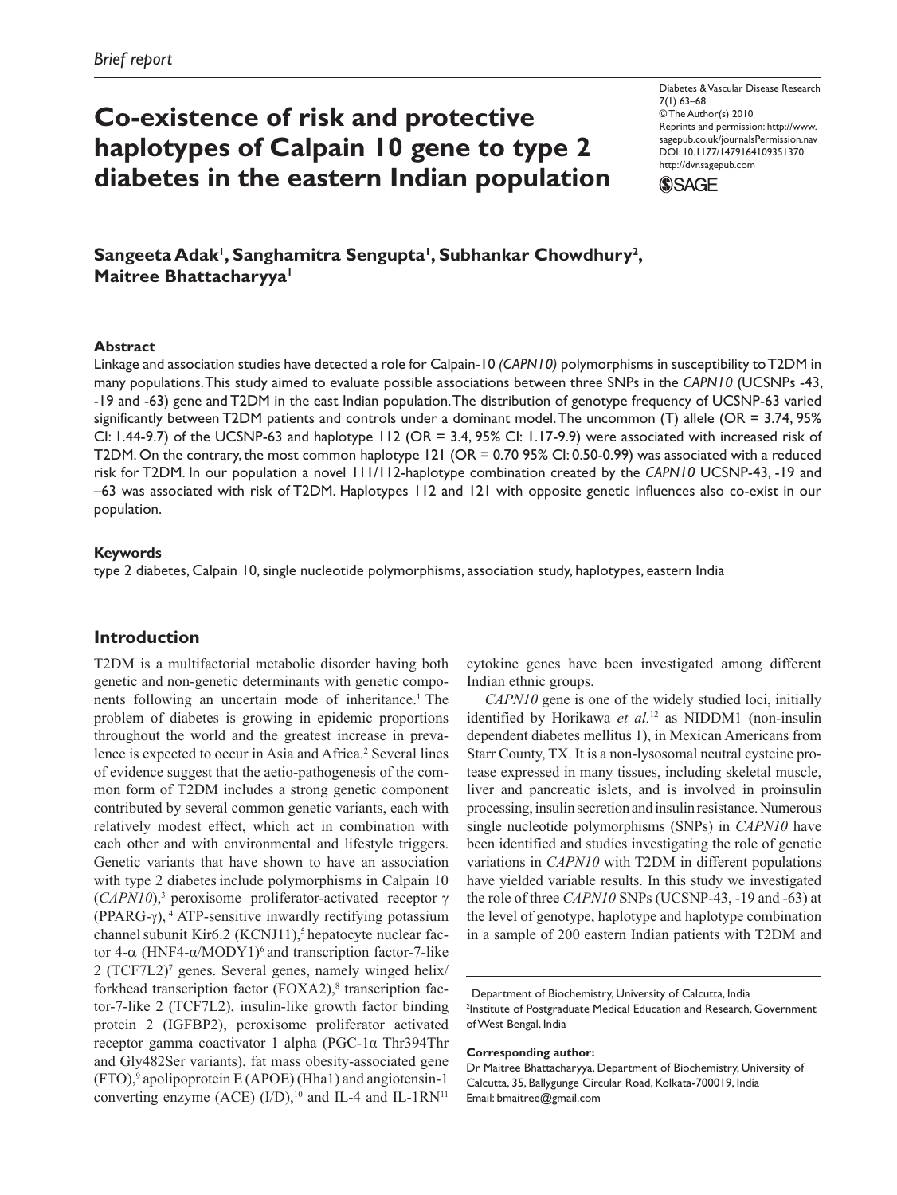*Brief report*

# Co-existence of risk and protective haplotypes of Calpain 10 gene to type 2 diabetes in the eastern Indian population

Diabetes & Vascular Disease Research
7(1) 63–68
© The Author(s) 2010
Reprints and permission: http://www.sagepub.co.uk/journalsPermission.nav
DOI: 10.1177/1479164109351370
http://dvr.sagepub.com

**Sangeeta Adak[1], Sanghamitra Sengupta[1], Subhankar Chowdhury[2], Maitree Bhattacharyya[1]**

### Abstract

Linkage and association studies have detected a role for Calpain-10 *(CAPN10)* polymorphisms in susceptibility to T2DM in many populations. This study aimed to evaluate possible associations between three SNPs in the *CAPN10* (UCSNPs -43, -19 and -63) gene and T2DM in the east Indian population. The distribution of genotype frequency of UCSNP-63 varied significantly between T2DM patients and controls under a dominant model. The uncommon (T) allele (OR = 3.74, 95% CI: 1.44-9.7) of the UCSNP-63 and haplotype 112 (OR = 3.4, 95% CI: 1.17-9.9) were associated with increased risk of T2DM. On the contrary, the most common haplotype 121 (OR = 0.70 95% CI: 0.50-0.99) was associated with a reduced risk for T2DM. In our population a novel 111/112-haplotype combination created by the *CAPN10* UCSNP-43, -19 and –63 was associated with risk of T2DM. Haplotypes 112 and 121 with opposite genetic influences also co-exist in our population.

### Keywords

type 2 diabetes, Calpain 10, single nucleotide polymorphisms, association study, haplotypes, eastern India

## Introduction

T2DM is a multifactorial metabolic disorder having both genetic and non-genetic determinants with genetic components following an uncertain mode of inheritance.[1] The problem of diabetes is growing in epidemic proportions throughout the world and the greatest increase in prevalence is expected to occur in Asia and Africa.[2] Several lines of evidence suggest that the aetio-pathogenesis of the common form of T2DM includes a strong genetic component contributed by several common genetic variants, each with relatively modest effect, which act in combination with each other and with environmental and lifestyle triggers. Genetic variants that have shown to have an association with type 2 diabetes include polymorphisms in Calpain 10 (*CAPN10*),[3] peroxisome proliferator-activated receptor γ (PPARG-γ), [4] ATP-sensitive inwardly rectifying potassium channel subunit Kir6.2 (KCNJ11),[5] hepatocyte nuclear factor 4-α (HNF4-α/MODY1)[6] and transcription factor-7-like 2 (TCF7L2)[7] genes. Several genes, namely winged helix/forkhead transcription factor (FOXA2),[8] transcription factor-7-like 2 (TCF7L2), insulin-like growth factor binding protein 2 (IGFBP2), peroxisome proliferator activated receptor gamma coactivator 1 alpha (PGC-1α Thr394Thr and Gly482Ser variants), fat mass obesity-associated gene (FTO),[9] apolipoprotein E (APOE) (Hha1) and angiotensin-1 converting enzyme (ACE) (I/D),[10] and IL-4 and IL-1RN[11] cytokine genes have been investigated among different Indian ethnic groups.

*CAPN10* gene is one of the widely studied loci, initially identified by Horikawa *et al.*[12] as NIDDM1 (non-insulin dependent diabetes mellitus 1), in Mexican Americans from Starr County, TX. It is a non-lysosomal neutral cysteine protease expressed in many tissues, including skeletal muscle, liver and pancreatic islets, and is involved in proinsulin processing, insulin secretion and insulin resistance. Numerous single nucleotide polymorphisms (SNPs) in *CAPN10* have been identified and studies investigating the role of genetic variations in *CAPN10* with T2DM in different populations have yielded variable results. In this study we investigated the role of three *CAPN10* SNPs (UCSNP-43, -19 and -63) at the level of genotype, haplotype and haplotype combination in a sample of 200 eastern Indian patients with T2DM and

[1] Department of Biochemistry, University of Calcutta, India
[2] Institute of Postgraduate Medical Education and Research, Government of West Bengal, India

**Corresponding author:**
Dr Maitree Bhattacharyya, Department of Biochemistry, University of Calcutta, 35, Ballygunge Circular Road, Kolkata-700019, India
Email: bmaitree@gmail.com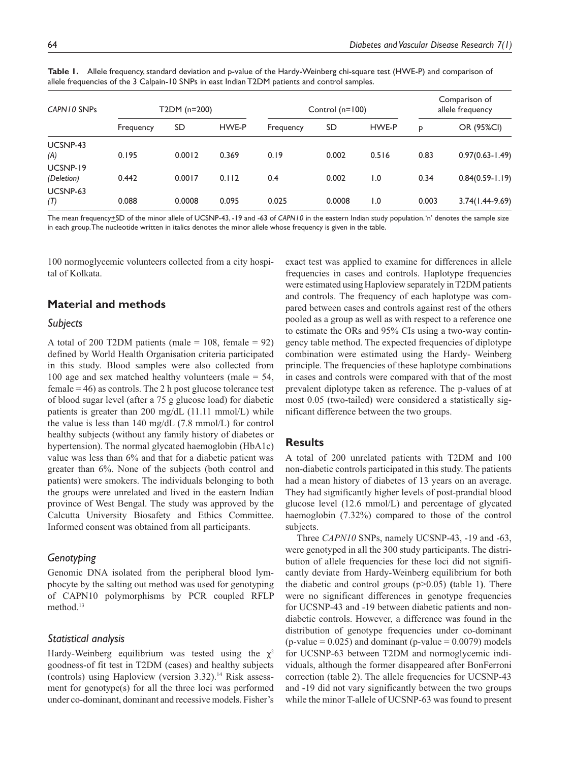**Table 1.** Allele frequency, standard deviation and p-value of the Hardy-Weinberg chi-square test (HWE-P) and comparison of allele frequencies of the 3 Calpain-10 SNPs in east Indian T2DM patients and control samples.

| *CAPN10* SNPs | T2DM (n=200) | | | Control (n=100) | | | Comparison of allele frequency | |
|---|---|---|---|---|---|---|---|---|
| | Frequency | SD | HWE-P | Frequency | SD | HWE-P | p | OR (95%CI) |
| UCSNP-43 *(A)* | 0.195 | 0.0012 | 0.369 | 0.19 | 0.002 | 0.516 | 0.83 | 0.97(0.63-1.49) |
| UCSNP-19 *(Deletion)* | 0.442 | 0.0017 | 0.112 | 0.4 | 0.002 | 1.0 | 0.34 | 0.84(0.59-1.19) |
| UCSNP-63 *(T)* | 0.088 | 0.0008 | 0.095 | 0.025 | 0.0008 | 1.0 | 0.003 | 3.74(1.44-9.69) |

The mean frequency±SD of the minor allele of UCSNP-43, -19 and -63 of *CAPN10* in the eastern Indian study population. 'n' denotes the sample size in each group. The nucleotide written in italics denotes the minor allele whose frequency is given in the table.

100 normoglycemic volunteers collected from a city hospital of Kolkata.

## Material and methods

### *Subjects*

A total of 200 T2DM patients (male = 108, female = 92) defined by World Health Organisation criteria participated in this study. Blood samples were also collected from 100 age and sex matched healthy volunteers (male = 54, female = 46) as controls. The 2 h post glucose tolerance test of blood sugar level (after a 75 g glucose load) for diabetic patients is greater than 200 mg/dL (11.11 mmol/L) while the value is less than 140 mg/dL (7.8 mmol/L) for control healthy subjects (without any family history of diabetes or hypertension). The normal glycated haemoglobin (HbA1c) value was less than 6% and that for a diabetic patient was greater than 6%. None of the subjects (both control and patients) were smokers. The individuals belonging to both the groups were unrelated and lived in the eastern Indian province of West Bengal. The study was approved by the Calcutta University Biosafety and Ethics Committee. Informed consent was obtained from all participants.

### *Genotyping*

Genomic DNA isolated from the peripheral blood lymphocyte by the salting out method was used for genotyping of CAPN10 polymorphisms by PCR coupled RFLP method.[13]

### *Statistical analysis*

Hardy-Weinberg equilibrium was tested using the $\chi^2$ goodness-of fit test in T2DM (cases) and healthy subjects (controls) using Haploview (version 3.32).[14] Risk assessment for genotype(s) for all the three loci was performed under co-dominant, dominant and recessive models. Fisher's exact test was applied to examine for differences in allele frequencies in cases and controls. Haplotype frequencies were estimated using Haploview separately in T2DM patients and controls. The frequency of each haplotype was compared between cases and controls against rest of the others pooled as a group as well as with respect to a reference one to estimate the ORs and 95% CIs using a two-way contingency table method. The expected frequencies of diplotype combination were estimated using the Hardy- Weinberg principle. The frequencies of these haplotype combinations in cases and controls were compared with that of the most prevalent diplotype taken as reference. The p-values of at most 0.05 (two-tailed) were considered a statistically significant difference between the two groups.

## Results

A total of 200 unrelated patients with T2DM and 100 non-diabetic controls participated in this study. The patients had a mean history of diabetes of 13 years on an average. They had significantly higher levels of post-prandial blood glucose level (12.6 mmol/L) and percentage of glycated haemoglobin (7.32%) compared to those of the control subjects.

Three *CAPN10* SNPs, namely UCSNP-43, -19 and -63, were genotyped in all the 300 study participants. The distribution of allele frequencies for these loci did not significantly deviate from Hardy-Weinberg equilibrium for both the diabetic and control groups (p>0.05) **(**table 1**)**. There were no significant differences in genotype frequencies for UCSNP-43 and -19 between diabetic patients and non-diabetic controls. However, a difference was found in the distribution of genotype frequencies under co-dominant (p-value = 0.025) and dominant (p-value = 0.0079) models for UCSNP-63 between T2DM and normoglycemic individuals, although the former disappeared after BonFerroni correction (table 2). The allele frequencies for UCSNP-43 and -19 did not vary significantly between the two groups while the minor T-allele of UCSNP-63 was found to present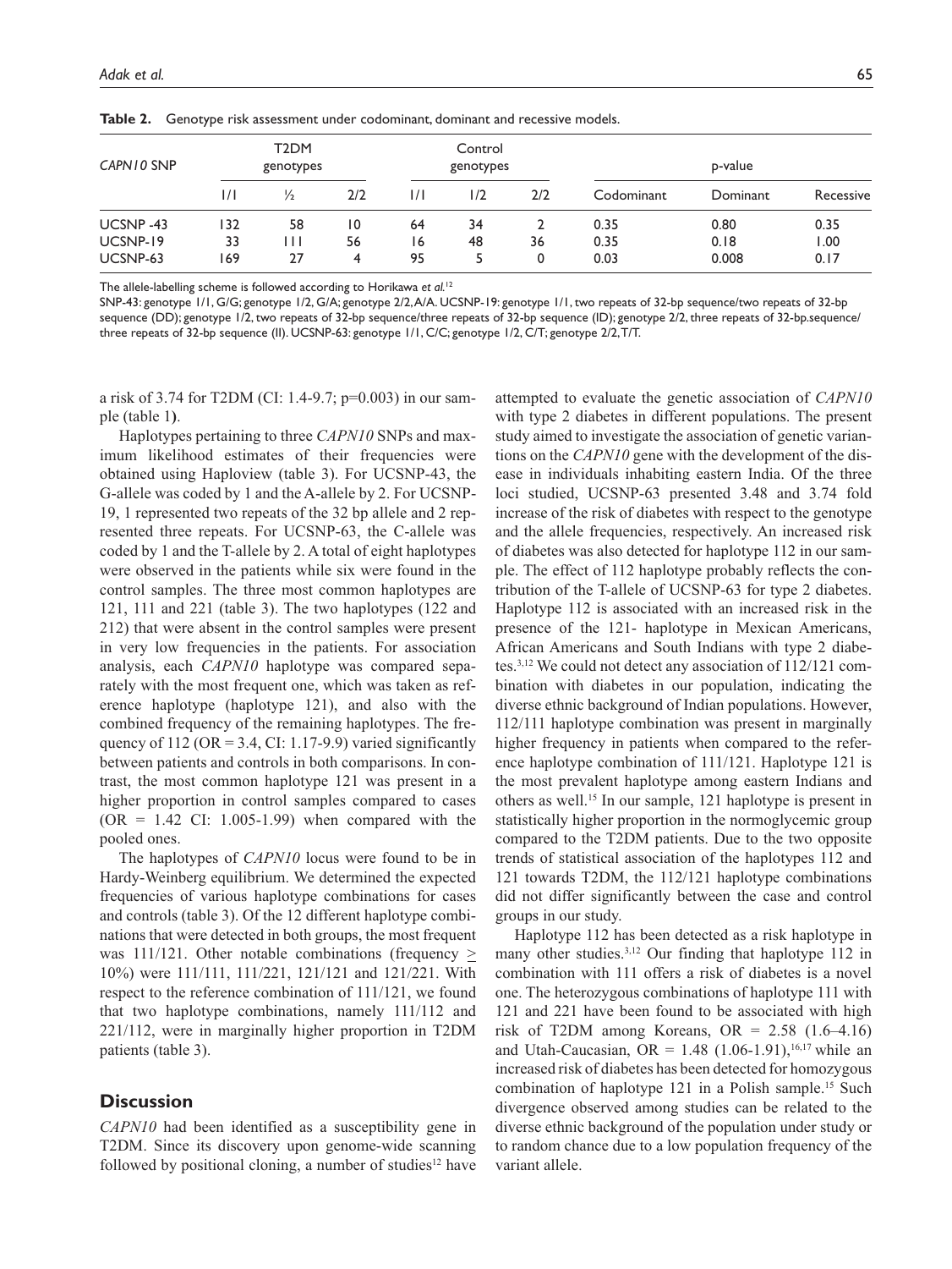**Table 2.** Genotype risk assessment under codominant, dominant and recessive models.

| *CAPN10* SNP | T2DM genotypes | | | Control genotypes | | | p-value | | |
|---|---|---|---|---|---|---|---|---|---|
| | 1/1 | ½ | 2/2 | 1/1 | 1/2 | 2/2 | Codominant | Dominant | Recessive |
| UCSNP -43 | 132 | 58 | 10 | 64 | 34 | 2 | 0.35 | 0.80 | 0.35 |
| UCSNP-19 | 33 | 111 | 56 | 16 | 48 | 36 | 0.35 | 0.18 | 1.00 |
| UCSNP-63 | 169 | 27 | 4 | 95 | 5 | 0 | 0.03 | 0.008 | 0.17 |

The allele-labelling scheme is followed according to Horikawa *et al.*[12]

SNP-43: genotype 1/1, G/G; genotype 1/2, G/A; genotype 2/2, A/A. UCSNP-19: genotype 1/1, two repeats of 32-bp sequence/two repeats of 32-bp sequence (DD); genotype 1/2, two repeats of 32-bp sequence/three repeats of 32-bp sequence (ID); genotype 2/2, three repeats of 32-bp.sequence/ three repeats of 32-bp sequence (II). UCSNP-63: genotype 1/1, C/C; genotype 1/2, C/T; genotype 2/2, T/T.

a risk of 3.74 for T2DM (CI: 1.4-9.7; p=0.003) in our sample (table 1**)**.

Haplotypes pertaining to three *CAPN10* SNPs and maximum likelihood estimates of their frequencies were obtained using Haploview (table 3). For UCSNP-43, the G-allele was coded by 1 and the A-allele by 2. For UCSNP-19, 1 represented two repeats of the 32 bp allele and 2 represented three repeats. For UCSNP-63, the C-allele was coded by 1 and the T-allele by 2. A total of eight haplotypes were observed in the patients while six were found in the control samples. The three most common haplotypes are 121, 111 and 221 (table 3). The two haplotypes (122 and 212) that were absent in the control samples were present in very low frequencies in the patients. For association analysis, each *CAPN10* haplotype was compared separately with the most frequent one, which was taken as reference haplotype (haplotype 121), and also with the combined frequency of the remaining haplotypes. The frequency of 112 (OR = 3.4, CI: 1.17-9.9) varied significantly between patients and controls in both comparisons. In contrast, the most common haplotype 121 was present in a higher proportion in control samples compared to cases (OR = 1.42 CI: 1.005-1.99) when compared with the pooled ones.

The haplotypes of *CAPN10* locus were found to be in Hardy-Weinberg equilibrium. We determined the expected frequencies of various haplotype combinations for cases and controls (table 3). Of the 12 different haplotype combinations that were detected in both groups, the most frequent was 111/121. Other notable combinations (frequency $\geq$ 10%) were 111/111, 111/221, 121/121 and 121/221. With respect to the reference combination of 111/121, we found that two haplotype combinations, namely 111/112 and 221/112, were in marginally higher proportion in T2DM patients (table 3).

## Discussion

*CAPN10* had been identified as a susceptibility gene in T2DM. Since its discovery upon genome-wide scanning followed by positional cloning, a number of studies[12] have attempted to evaluate the genetic association of *CAPN10* with type 2 diabetes in different populations. The present study aimed to investigate the association of genetic variantions on the *CAPN10* gene with the development of the disease in individuals inhabiting eastern India. Of the three loci studied, UCSNP-63 presented 3.48 and 3.74 fold increase of the risk of diabetes with respect to the genotype and the allele frequencies, respectively. An increased risk of diabetes was also detected for haplotype 112 in our sample. The effect of 112 haplotype probably reflects the contribution of the T-allele of UCSNP-63 for type 2 diabetes. Haplotype 112 is associated with an increased risk in the presence of the 121- haplotype in Mexican Americans, African Americans and South Indians with type 2 diabetes.[3,12] We could not detect any association of 112/121 combination with diabetes in our population, indicating the diverse ethnic background of Indian populations. However, 112/111 haplotype combination was present in marginally higher frequency in patients when compared to the reference haplotype combination of 111/121. Haplotype 121 is the most prevalent haplotype among eastern Indians and others as well.[15] In our sample, 121 haplotype is present in statistically higher proportion in the normoglycemic group compared to the T2DM patients. Due to the two opposite trends of statistical association of the haplotypes 112 and 121 towards T2DM, the 112/121 haplotype combinations did not differ significantly between the case and control groups in our study.

Haplotype 112 has been detected as a risk haplotype in many other studies.[3,12] Our finding that haplotype 112 in combination with 111 offers a risk of diabetes is a novel one. The heterozygous combinations of haplotype 111 with 121 and 221 have been found to be associated with high risk of T2DM among Koreans, OR = 2.58 (1.6–4.16) and Utah-Caucasian, OR = 1.48 (1.06-1.91),[16,17] while an increased risk of diabetes has been detected for homozygous combination of haplotype 121 in a Polish sample.[15] Such divergence observed among studies can be related to the diverse ethnic background of the population under study or to random chance due to a low population frequency of the variant allele.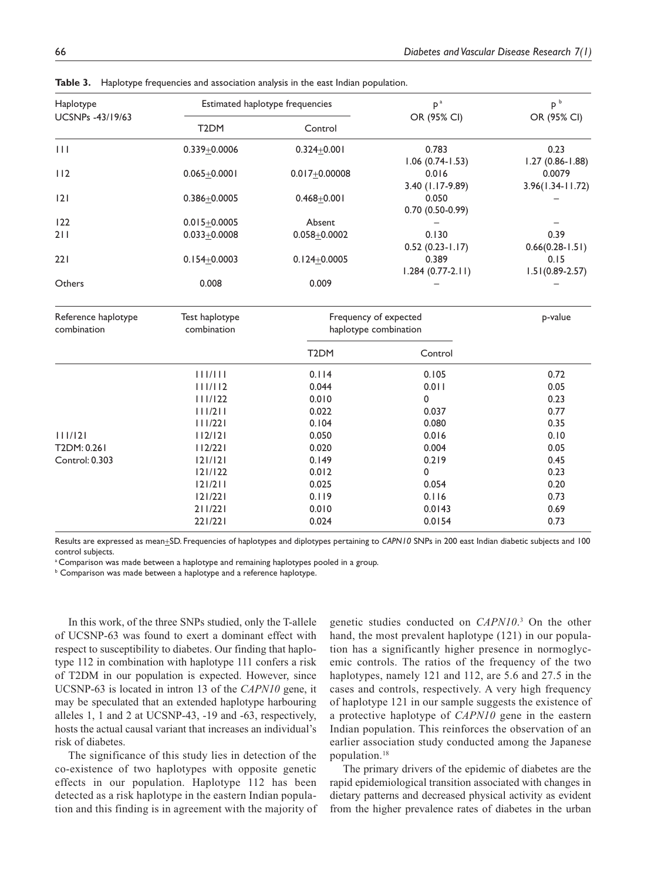**Table 3.** Haplotype frequencies and association analysis in the east Indian population.

| Haplotype UCSNPs -43/19/63 | Estimated haplotype frequencies | | p[a] OR (95% CI) | p[b] OR (95% CI) |
|---|---|---|---|---|
| | T2DM | Control | | |
| 111 | 0.339±0.0006 | 0.324±0.001 | 0.783 1.06 (0.74-1.53) | 0.23 1.27 (0.86-1.88) |
| 112 | 0.065±0.0001 | 0.017±0.00008 | 0.016 3.40 (1.17-9.89) | 0.0079 3.96(1.34-11.72) |
| 121 | 0.386±0.0005 | 0.468±0.001 | 0.050 0.70 (0.50-0.99) | – |
| 122 | 0.015±0.0005 | Absent | – | – |
| 211 | 0.033±0.0008 | 0.058±0.0002 | 0.130 0.52 (0.23-1.17) | 0.39 0.66(0.28-1.51) |
| 221 | 0.154±0.0003 | 0.124±0.0005 | 0.389 1.284 (0.77-2.11) | 0.15 1.51(0.89-2.57) |
| Others | 0.008 | 0.009 | – | – |

| Reference haplotype combination | Test haplotype combination | Frequency of expected haplotype combination | | p-value |
|---|---|---|---|---|
| | | T2DM | Control | |
| | 111/111 | 0.114 | 0.105 | 0.72 |
| | 111/112 | 0.044 | 0.011 | 0.05 |
| | 111/122 | 0.010 | 0 | 0.23 |
| | 111/211 | 0.022 | 0.037 | 0.77 |
| | 111/221 | 0.104 | 0.080 | 0.35 |
| 111/121 | 112/121 | 0.050 | 0.016 | 0.10 |
| T2DM: 0.261 | 112/221 | 0.020 | 0.004 | 0.05 |
| Control: 0.303 | 121/121 | 0.149 | 0.219 | 0.45 |
| | 121/122 | 0.012 | 0 | 0.23 |
| | 121/211 | 0.025 | 0.054 | 0.20 |
| | 121/221 | 0.119 | 0.116 | 0.73 |
| | 211/221 | 0.010 | 0.0143 | 0.69 |
| | 221/221 | 0.024 | 0.0154 | 0.73 |

Results are expressed as mean±SD. Frequencies of haplotypes and diplotypes pertaining to *CAPN10* SNPs in 200 east Indian diabetic subjects and 100 control subjects.

[a] Comparison was made between a haplotype and remaining haplotypes pooled in a group.

[b] Comparison was made between a haplotype and a reference haplotype.

In this work, of the three SNPs studied, only the T-allele of UCSNP-63 was found to exert a dominant effect with respect to susceptibility to diabetes. Our finding that haplotype 112 in combination with haplotype 111 confers a risk of T2DM in our population is expected. However, since UCSNP-63 is located in intron 13 of the *CAPN10* gene, it may be speculated that an extended haplotype harbouring alleles 1, 1 and 2 at UCSNP-43, -19 and -63, respectively, hosts the actual causal variant that increases an individual's risk of diabetes.

The significance of this study lies in detection of the co-existence of two haplotypes with opposite genetic effects in our population. Haplotype 112 has been detected as a risk haplotype in the eastern Indian population and this finding is in agreement with the majority of genetic studies conducted on *CAPN10*.[3] On the other hand, the most prevalent haplotype (121) in our population has a significantly higher presence in normoglycemic controls. The ratios of the frequency of the two haplotypes, namely 121 and 112, are 5.6 and 27.5 in the cases and controls, respectively. A very high frequency of haplotype 121 in our sample suggests the existence of a protective haplotype of *CAPN10* gene in the eastern Indian population. This reinforces the observation of an earlier association study conducted among the Japanese population.[18]

The primary drivers of the epidemic of diabetes are the rapid epidemiological transition associated with changes in dietary patterns and decreased physical activity as evident from the higher prevalence rates of diabetes in the urban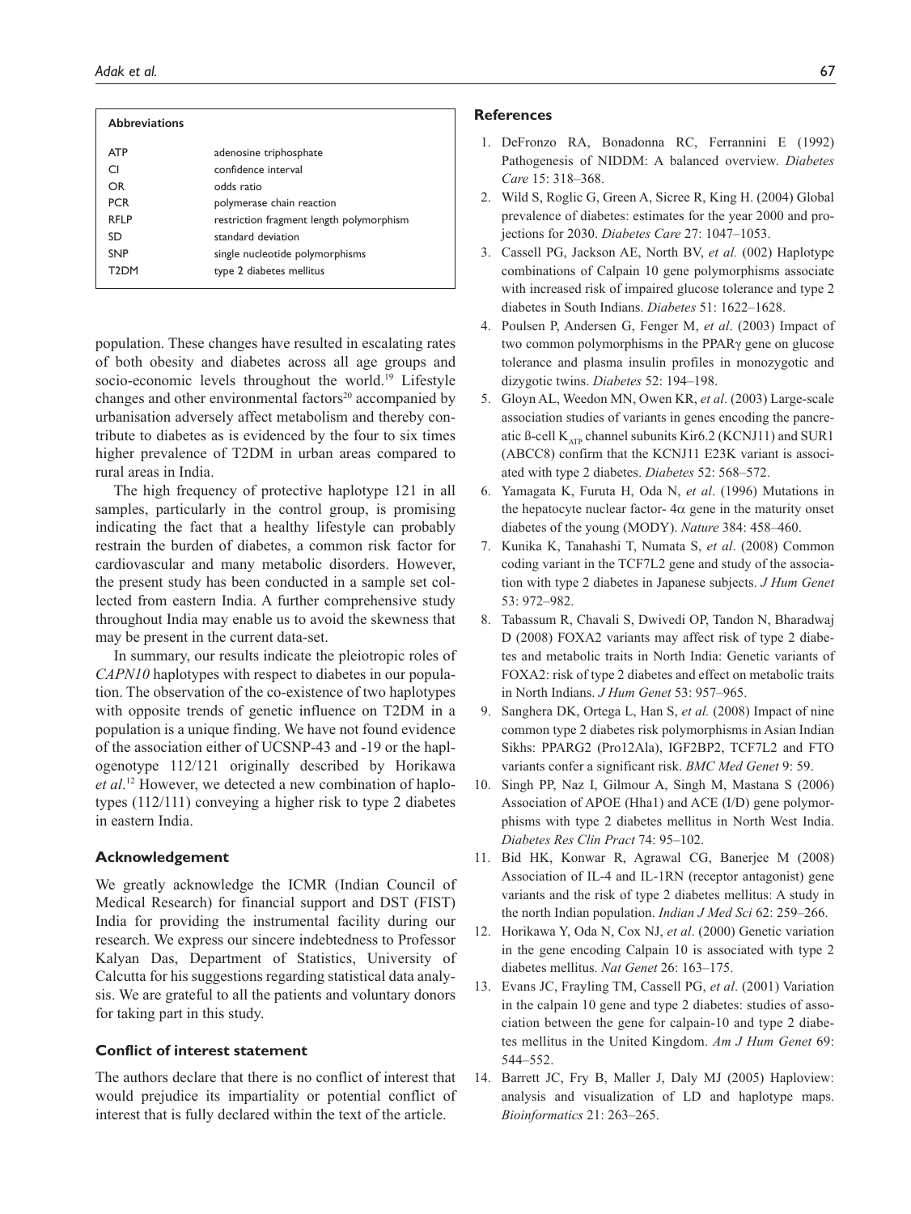| Abbreviations | |
|---|---|
| ATP | adenosine triphosphate |
| CI | confidence interval |
| OR | odds ratio |
| PCR | polymerase chain reaction |
| RFLP | restriction fragment length polymorphism |
| SD | standard deviation |
| SNP | single nucleotide polymorphisms |
| T2DM | type 2 diabetes mellitus |

population. These changes have resulted in escalating rates of both obesity and diabetes across all age groups and socio-economic levels throughout the world.[19] Lifestyle changes and other environmental factors[20] accompanied by urbanisation adversely affect metabolism and thereby contribute to diabetes as is evidenced by the four to six times higher prevalence of T2DM in urban areas compared to rural areas in India.

The high frequency of protective haplotype 121 in all samples, particularly in the control group, is promising indicating the fact that a healthy lifestyle can probably restrain the burden of diabetes, a common risk factor for cardiovascular and many metabolic disorders. However, the present study has been conducted in a sample set collected from eastern India. A further comprehensive study throughout India may enable us to avoid the skewness that may be present in the current data-set.

In summary, our results indicate the pleiotropic roles of *CAPN10* haplotypes with respect to diabetes in our population. The observation of the co-existence of two haplotypes with opposite trends of genetic influence on T2DM in a population is a unique finding. We have not found evidence of the association either of UCSNP-43 and -19 or the haplogenotype 112/121 originally described by Horikawa *et al*.[12] However, we detected a new combination of haplotypes (112/111) conveying a higher risk to type 2 diabetes in eastern India.

### Acknowledgement

We greatly acknowledge the ICMR (Indian Council of Medical Research) for financial support and DST (FIST) India for providing the instrumental facility during our research. We express our sincere indebtedness to Professor Kalyan Das, Department of Statistics, University of Calcutta for his suggestions regarding statistical data analysis. We are grateful to all the patients and voluntary donors for taking part in this study.

### Conflict of interest statement

The authors declare that there is no conflict of interest that would prejudice its impartiality or potential conflict of interest that is fully declared within the text of the article.

### References

1. DeFronzo RA, Bonadonna RC, Ferrannini E (1992) Pathogenesis of NIDDM: A balanced overview. *Diabetes Care* 15: 318–368.
2. Wild S, Roglic G, Green A, Sicree R, King H. (2004) Global prevalence of diabetes: estimates for the year 2000 and projections for 2030. *Diabetes Care* 27: 1047–1053.
3. Cassell PG, Jackson AE, North BV, *et al.* (002) Haplotype combinations of Calpain 10 gene polymorphisms associate with increased risk of impaired glucose tolerance and type 2 diabetes in South Indians. *Diabetes* 51: 1622–1628.
4. Poulsen P, Andersen G, Fenger M, *et al*. (2003) Impact of two common polymorphisms in the PPARγ gene on glucose tolerance and plasma insulin profiles in monozygotic and dizygotic twins. *Diabetes* 52: 194–198.
5. Gloyn AL, Weedon MN, Owen KR, *et al*. (2003) Large-scale association studies of variants in genes encoding the pancreatic ß-cell $K_{ATP}$ channel subunits Kir6.2 (KCNJ11) and SUR1 (ABCC8) confirm that the KCNJ11 E23K variant is associated with type 2 diabetes. *Diabetes* 52: 568–572.
6. Yamagata K, Furuta H, Oda N, *et al*. (1996) Mutations in the hepatocyte nuclear factor- 4α gene in the maturity onset diabetes of the young (MODY). *Nature* 384: 458–460.
7. Kunika K, Tanahashi T, Numata S, *et al*. (2008) Common coding variant in the TCF7L2 gene and study of the association with type 2 diabetes in Japanese subjects. *J Hum Genet* 53: 972–982.
8. Tabassum R, Chavali S, Dwivedi OP, Tandon N, Bharadwaj D (2008) FOXA2 variants may affect risk of type 2 diabetes and metabolic traits in North India: Genetic variants of FOXA2: risk of type 2 diabetes and effect on metabolic traits in North Indians. *J Hum Genet* 53: 957–965.
9. Sanghera DK, Ortega L, Han S, *et al.* (2008) Impact of nine common type 2 diabetes risk polymorphisms in Asian Indian Sikhs: PPARG2 (Pro12Ala), IGF2BP2, TCF7L2 and FTO variants confer a significant risk. *BMC Med Genet* 9: 59.
10. Singh PP, Naz I, Gilmour A, Singh M, Mastana S (2006) Association of APOE (Hha1) and ACE (I/D) gene polymorphisms with type 2 diabetes mellitus in North West India. *Diabetes Res Clin Pract* 74: 95–102.
11. Bid HK, Konwar R, Agrawal CG, Banerjee M (2008) Association of IL-4 and IL-1RN (receptor antagonist) gene variants and the risk of type 2 diabetes mellitus: A study in the north Indian population. *Indian J Med Sci* 62: 259–266.
12. Horikawa Y, Oda N, Cox NJ, *et al*. (2000) Genetic variation in the gene encoding Calpain 10 is associated with type 2 diabetes mellitus. *Nat Genet* 26: 163–175.
13. Evans JC, Frayling TM, Cassell PG, *et al*. (2001) Variation in the calpain 10 gene and type 2 diabetes: studies of association between the gene for calpain-10 and type 2 diabetes mellitus in the United Kingdom. *Am J Hum Genet* 69: 544–552.
14. Barrett JC, Fry B, Maller J, Daly MJ (2005) Haploview: analysis and visualization of LD and haplotype maps. *Bioinformatics* 21: 263–265.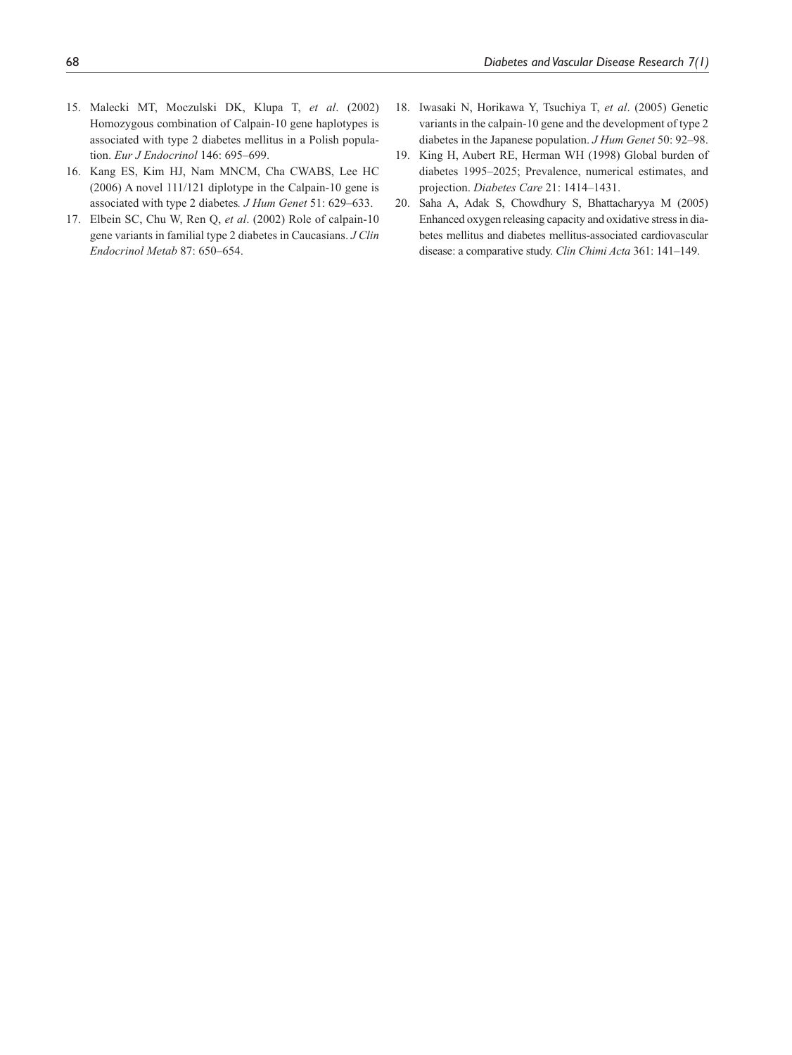15. Malecki MT, Moczulski DK, Klupa T, *et al*. (2002) Homozygous combination of Calpain-10 gene haplotypes is associated with type 2 diabetes mellitus in a Polish population. *Eur J Endocrinol* 146: 695–699.
16. Kang ES, Kim HJ, Nam MNCM, Cha CWABS, Lee HC (2006) A novel 111/121 diplotype in the Calpain-10 gene is associated with type 2 diabetes. *J Hum Genet* 51: 629–633.
17. Elbein SC, Chu W, Ren Q, *et al*. (2002) Role of calpain-10 gene variants in familial type 2 diabetes in Caucasians. *J Clin Endocrinol Metab* 87: 650–654.
18. Iwasaki N, Horikawa Y, Tsuchiya T, *et al*. (2005) Genetic variants in the calpain-10 gene and the development of type 2 diabetes in the Japanese population. *J Hum Genet* 50: 92–98.
19. King H, Aubert RE, Herman WH (1998) Global burden of diabetes 1995–2025; Prevalence, numerical estimates, and projection. *Diabetes Care* 21: 1414–1431.
20. Saha A, Adak S, Chowdhury S, Bhattacharyya M (2005) Enhanced oxygen releasing capacity and oxidative stress in diabetes mellitus and diabetes mellitus-associated cardiovascular disease: a comparative study. *Clin Chimi Acta* 361: 141–149.